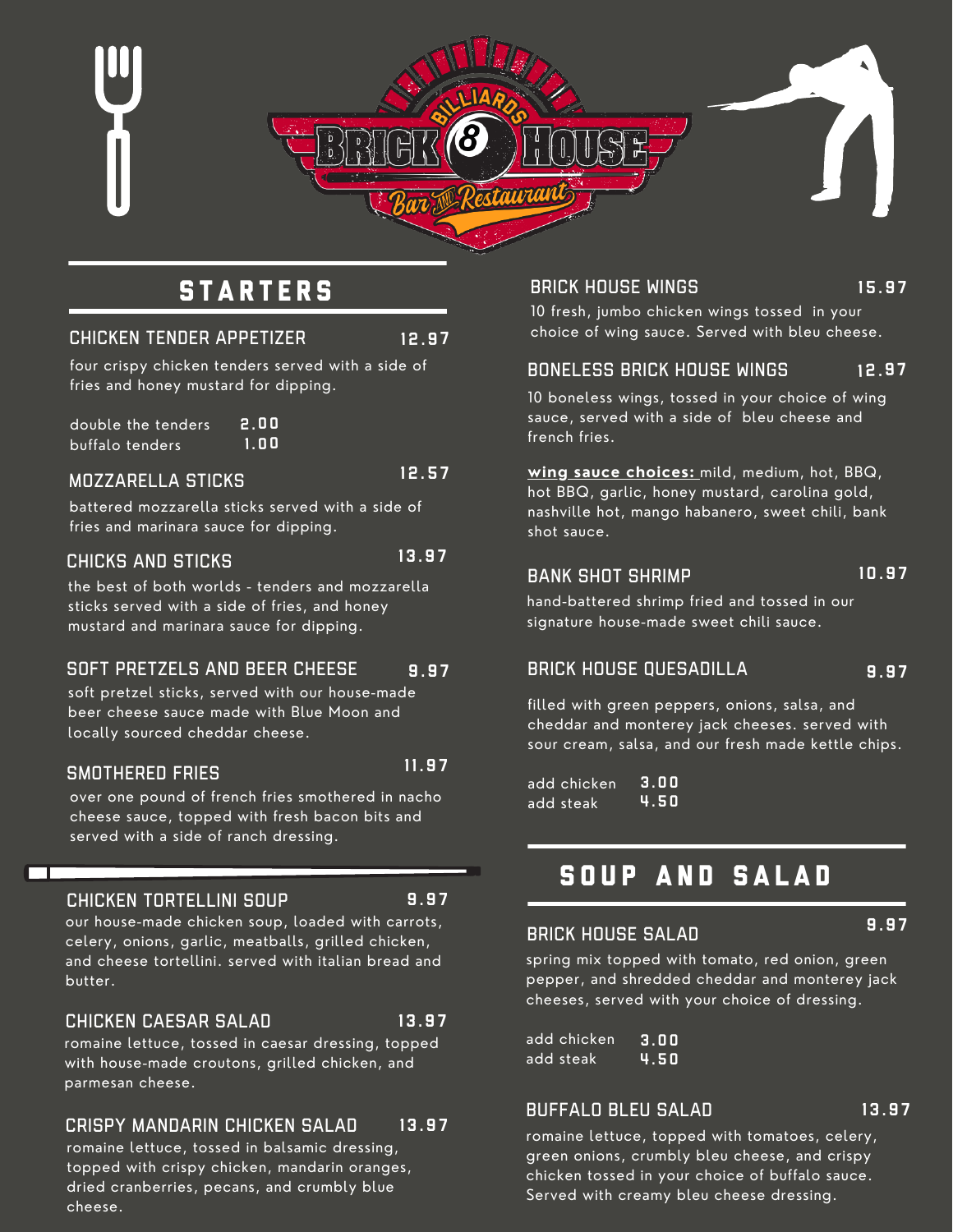# Billiards Brick 8 House Bar and Restaurant

## STARTERS

### CHICKEN TENDER APPETIZER — 12.97

four crispy chicken tenders served with a side of fries and honey mustard for dipping.

double the tenders **2.00**
buffalo tenders **1.00**

### MOZZARELLA STICKS — 12.57

battered mozzarella sticks served with a side of fries and marinara sauce for dipping.

### CHICKS AND STICKS — 13.97

the best of both worlds - tenders and mozzarella sticks served with a side of fries, and honey mustard and marinara sauce for dipping.

### SOFT PRETZELS AND BEER CHEESE — 9.97

soft pretzel sticks, served with our house-made beer cheese sauce made with Blue Moon and locally sourced cheddar cheese.

### SMOTHERED FRIES — 11.97

over one pound of french fries smothered in nacho cheese sauce, topped with fresh bacon bits and served with a side of ranch dressing.

### BRICK HOUSE WINGS — 15.97

10 fresh, jumbo chicken wings tossed in your choice of wing sauce. Served with bleu cheese.

### BONELESS BRICK HOUSE WINGS — 12.97

10 boneless wings, tossed in your choice of wing sauce, served with a side of bleu cheese and french fries.

**wing sauce choices:** mild, medium, hot, BBQ, hot BBQ, garlic, honey mustard, carolina gold, nashville hot, mango habanero, sweet chili, bank shot sauce.

### BANK SHOT SHRIMP — 10.97

hand-battered shrimp fried and tossed in our signature house-made sweet chili sauce.

### BRICK HOUSE QUESADILLA — 9.97

filled with green peppers, onions, salsa, and cheddar and monterey jack cheeses. served with sour cream, salsa, and our fresh made kettle chips.

add chicken **3.00**
add steak **4.50**

## SOUP AND SALAD

### CHICKEN TORTELLINI SOUP — 9.97

our house-made chicken soup, loaded with carrots, celery, onions, garlic, meatballs, grilled chicken, and cheese tortellini. served with italian bread and butter.

### CHICKEN CAESAR SALAD — 13.97

romaine lettuce, tossed in caesar dressing, topped with house-made croutons, grilled chicken, and parmesan cheese.

### CRISPY MANDARIN CHICKEN SALAD — 13.97

romaine lettuce, tossed in balsamic dressing, topped with crispy chicken, mandarin oranges, dried cranberries, pecans, and crumbly blue cheese.

### BRICK HOUSE SALAD — 9.97

spring mix topped with tomato, red onion, green pepper, and shredded cheddar and monterey jack cheeses, served with your choice of dressing.

add chicken **3.00**
add steak **4.50**

### BUFFALO BLEU SALAD — 13.97

romaine lettuce, topped with tomatoes, celery, green onions, crumbly bleu cheese, and crispy chicken tossed in your choice of buffalo sauce. Served with creamy bleu cheese dressing.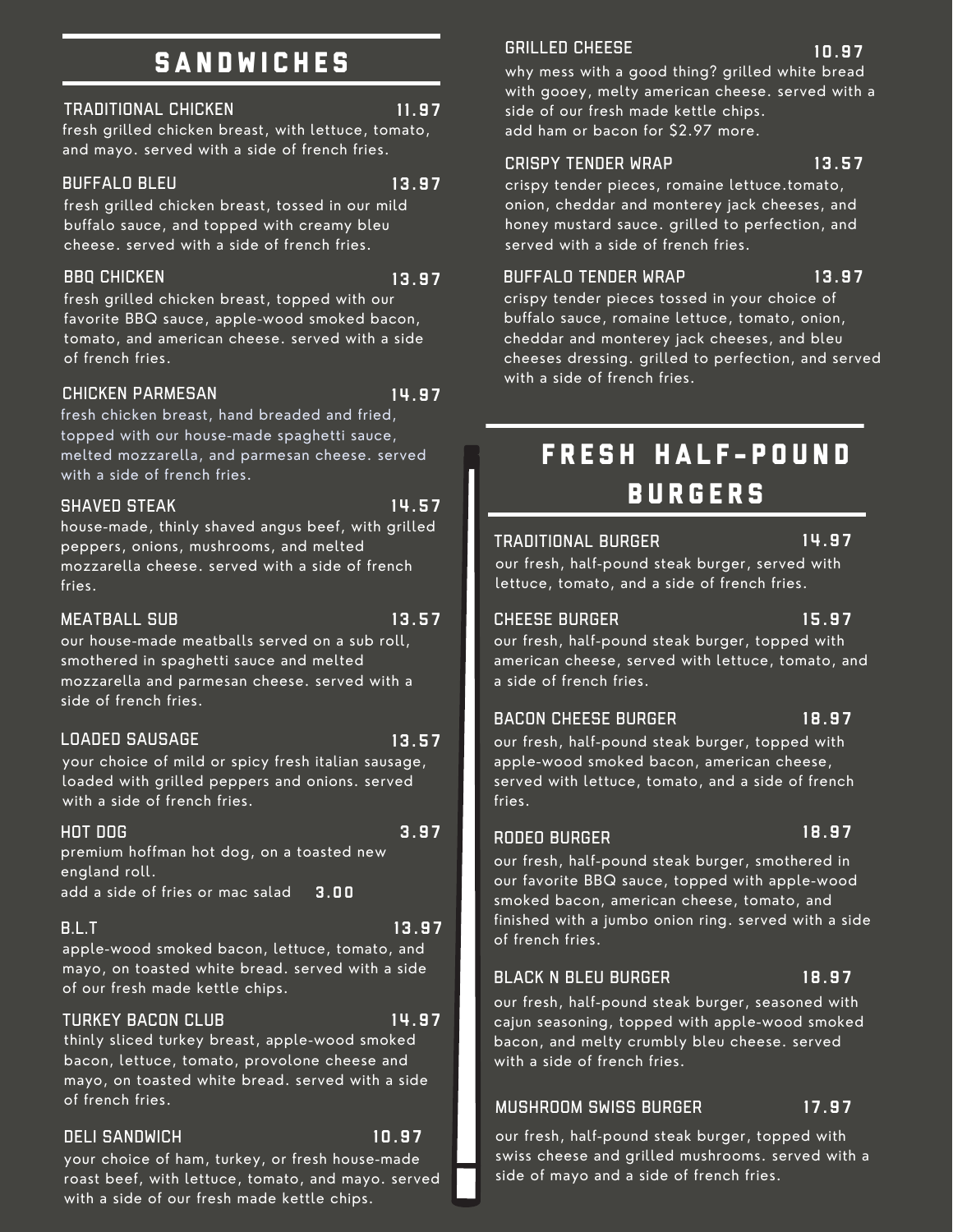# SANDWICHES

### TRADITIONAL CHICKEN 11.97

fresh grilled chicken breast, with lettuce, tomato, and mayo. served with a side of french fries.

### BUFFALO BLEU 13.97

fresh grilled chicken breast, tossed in our mild buffalo sauce, and topped with creamy bleu cheese. served with a side of french fries.

### BBQ CHICKEN 13.97

fresh grilled chicken breast, topped with our favorite BBQ sauce, apple-wood smoked bacon, tomato, and american cheese. served with a side of french fries.

### CHICKEN PARMESAN 14.97

fresh chicken breast, hand breaded and fried, topped with our house-made spaghetti sauce, melted mozzarella, and parmesan cheese. served with a side of french fries.

### SHAVED STEAK 14.57

house-made, thinly shaved angus beef, with grilled peppers, onions, mushrooms, and melted mozzarella cheese. served with a side of french fries.

### MEATBALL SUB 13.57

our house-made meatballs served on a sub roll, smothered in spaghetti sauce and melted mozzarella and parmesan cheese. served with a side of french fries.

### LOADED SAUSAGE 13.57

your choice of mild or spicy fresh italian sausage, loaded with grilled peppers and onions. served with a side of french fries.

### HOT DOG 3.97

premium hoffman hot dog, on a toasted new england roll.
add a side of fries or mac salad **3.00**

### B.L.T 13.97

apple-wood smoked bacon, lettuce, tomato, and mayo, on toasted white bread. served with a side of our fresh made kettle chips.

### TURKEY BACON CLUB 14.97

thinly sliced turkey breast, apple-wood smoked bacon, lettuce, tomato, provolone cheese and mayo, on toasted white bread. served with a side of french fries.

### DELI SANDWICH 10.97

your choice of ham, turkey, or fresh house-made roast beef, with lettuce, tomato, and mayo. served with a side of our fresh made kettle chips.

### GRILLED CHEESE 10.97

why mess with a good thing? grilled white bread with gooey, melty american cheese. served with a side of our fresh made kettle chips.
add ham or bacon for $2.97 more.

### CRISPY TENDER WRAP 13.57

crispy tender pieces, romaine lettuce.tomato, onion, cheddar and monterey jack cheeses, and honey mustard sauce. grilled to perfection, and served with a side of french fries.

### BUFFALO TENDER WRAP 13.97

crispy tender pieces tossed in your choice of buffalo sauce, romaine lettuce, tomato, onion, cheddar and monterey jack cheeses, and bleu cheeses dressing. grilled to perfection, and served with a side of french fries.

# FRESH HALF-POUND BURGERS

### TRADITIONAL BURGER 14.97

our fresh, half-pound steak burger, served with lettuce, tomato, and a side of french fries.

### CHEESE BURGER 15.97

our fresh, half-pound steak burger, topped with american cheese, served with lettuce, tomato, and a side of french fries.

### BACON CHEESE BURGER 18.97

our fresh, half-pound steak burger, topped with apple-wood smoked bacon, american cheese, served with lettuce, tomato, and a side of french fries.

### RODEO BURGER 18.97

our fresh, half-pound steak burger, smothered in our favorite BBQ sauce, topped with apple-wood smoked bacon, american cheese, tomato, and finished with a jumbo onion ring. served with a side of french fries.

### BLACK N BLEU BURGER 18.97

our fresh, half-pound steak burger, seasoned with cajun seasoning, topped with apple-wood smoked bacon, and melty crumbly bleu cheese. served with a side of french fries.

### MUSHROOM SWISS BURGER 17.97

our fresh, half-pound steak burger, topped with swiss cheese and grilled mushrooms. served with a side of mayo and a side of french fries.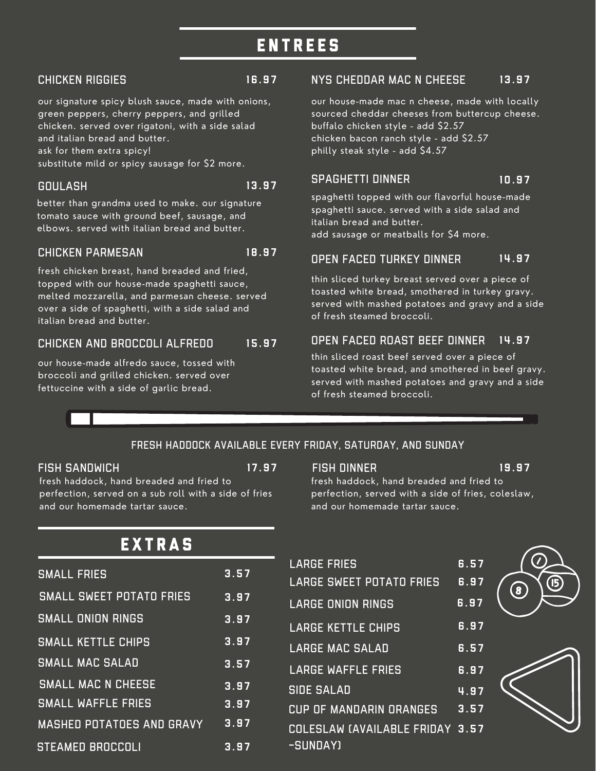# ENTREES

### CHICKEN RIGGIES 16.97

our signature spicy blush sauce, made with onions, green peppers, cherry peppers, and grilled chicken. served over rigatoni, with a side salad and italian bread and butter.
ask for them extra spicy!
substitute mild or spicy sausage for $2 more.

### GOULASH 13.97

better than grandma used to make. our signature tomato sauce with ground beef, sausage, and elbows. served with italian bread and butter.

### CHICKEN PARMESAN 18.97

fresh chicken breast, hand breaded and fried, topped with our house-made spaghetti sauce, melted mozzarella, and parmesan cheese. served over a side of spaghetti, with a side salad and italian bread and butter.

### CHICKEN AND BROCCOLI ALFREDO 15.97

our house-made alfredo sauce, tossed with broccoli and grilled chicken. served over fettuccine with a side of garlic bread.

### NYS CHEDDAR MAC N CHEESE 13.97

our house-made mac n cheese, made with locally sourced cheddar cheeses from buttercup cheese.
buffalo chicken style - add $2.57
chicken bacon ranch style - add $2.57
philly steak style - add $4.57

### SPAGHETTI DINNER 10.97

spaghetti topped with our flavorful house-made spaghetti sauce. served with a side salad and italian bread and butter.
add sausage or meatballs for $4 more.

### OPEN FACED TURKEY DINNER 14.97

thin sliced turkey breast served over a piece of toasted white bread, smothered in turkey gravy. served with mashed potatoes and gravy and a side of fresh steamed broccoli.

### OPEN FACED ROAST BEEF DINNER 14.97

thin sliced roast beef served over a piece of toasted white bread, and smothered in beef gravy. served with mashed potatoes and gravy and a side of fresh steamed broccoli.

FRESH HADDOCK AVAILABLE EVERY FRIDAY, SATURDAY, AND SUNDAY

### FISH SANDWICH 17.97

fresh haddock, hand breaded and fried to perfection, served on a sub roll with a side of fries and our homemade tartar sauce.

### FISH DINNER 19.97

fresh haddock, hand breaded and fried to perfection, served with a side of fries, coleslaw, and our homemade tartar sauce.

# EXTRAS

| | |
|---|---|
| SMALL FRIES | 3.57 |
| SMALL SWEET POTATO FRIES | 3.97 |
| SMALL ONION RINGS | 3.97 |
| SMALL KETTLE CHIPS | 3.97 |
| SMALL MAC SALAD | 3.57 |
| SMALL MAC N CHEESE | 3.97 |
| SMALL WAFFLE FRIES | 3.97 |
| MASHED POTATOES AND GRAVY | 3.97 |
| STEAMED BROCCOLI | 3.97 |
| LARGE FRIES | 6.57 |
| LARGE SWEET POTATO FRIES | 6.97 |
| LARGE ONION RINGS | 6.97 |
| LARGE KETTLE CHIPS | 6.97 |
| LARGE MAC SALAD | 6.57 |
| LARGE WAFFLE FRIES | 6.97 |
| SIDE SALAD | 4.97 |
| CUP OF MANDARIN ORANGES | 3.57 |
| COLESLAW (AVAILABLE FRIDAY -SUNDAY) | 3.57 |